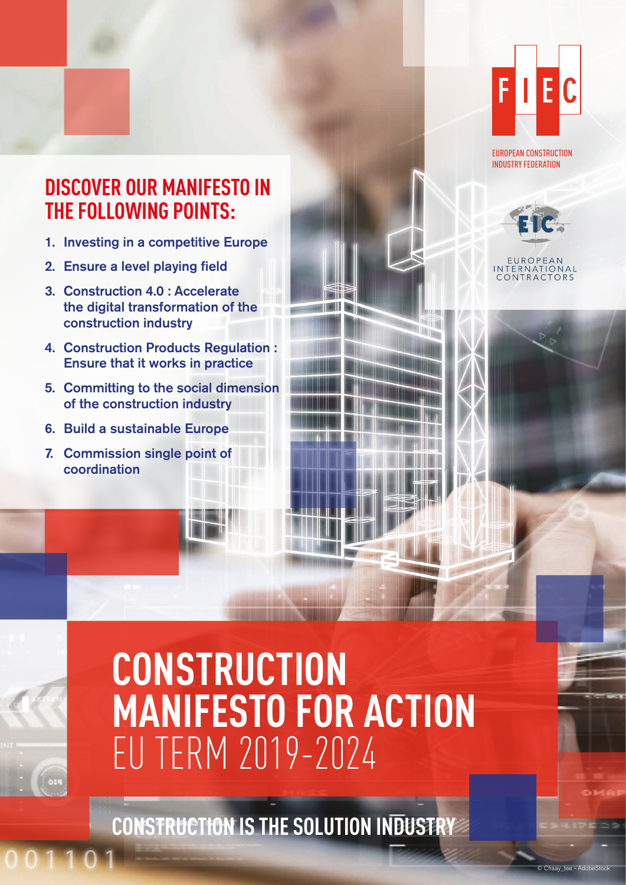FIEC

EUROPEAN CONSTRUCTION INDUSTRY FEDERATION

EIC

EUROPEAN INTERNATIONAL CONTRACTORS

## DISCOVER OUR MANIFESTO IN THE FOLLOWING POINTS:

1. **Investing in a competitive Europe**
2. **Ensure a level playing field**
3. **Construction 4.0 : Accelerate the digital transformation of the construction industry**
4. **Construction Products Regulation : Ensure that it works in practice**
5. **Committing to the social dimension of the construction industry**
6. **Build a sustainable Europe**
7. **Commission single point of coordination**

# CONSTRUCTION MANIFESTO FOR ACTION
EU TERM 2019-2024

## CONSTRUCTION IS THE SOLUTION INDUSTRY

© Chaay_tee - AdobeStock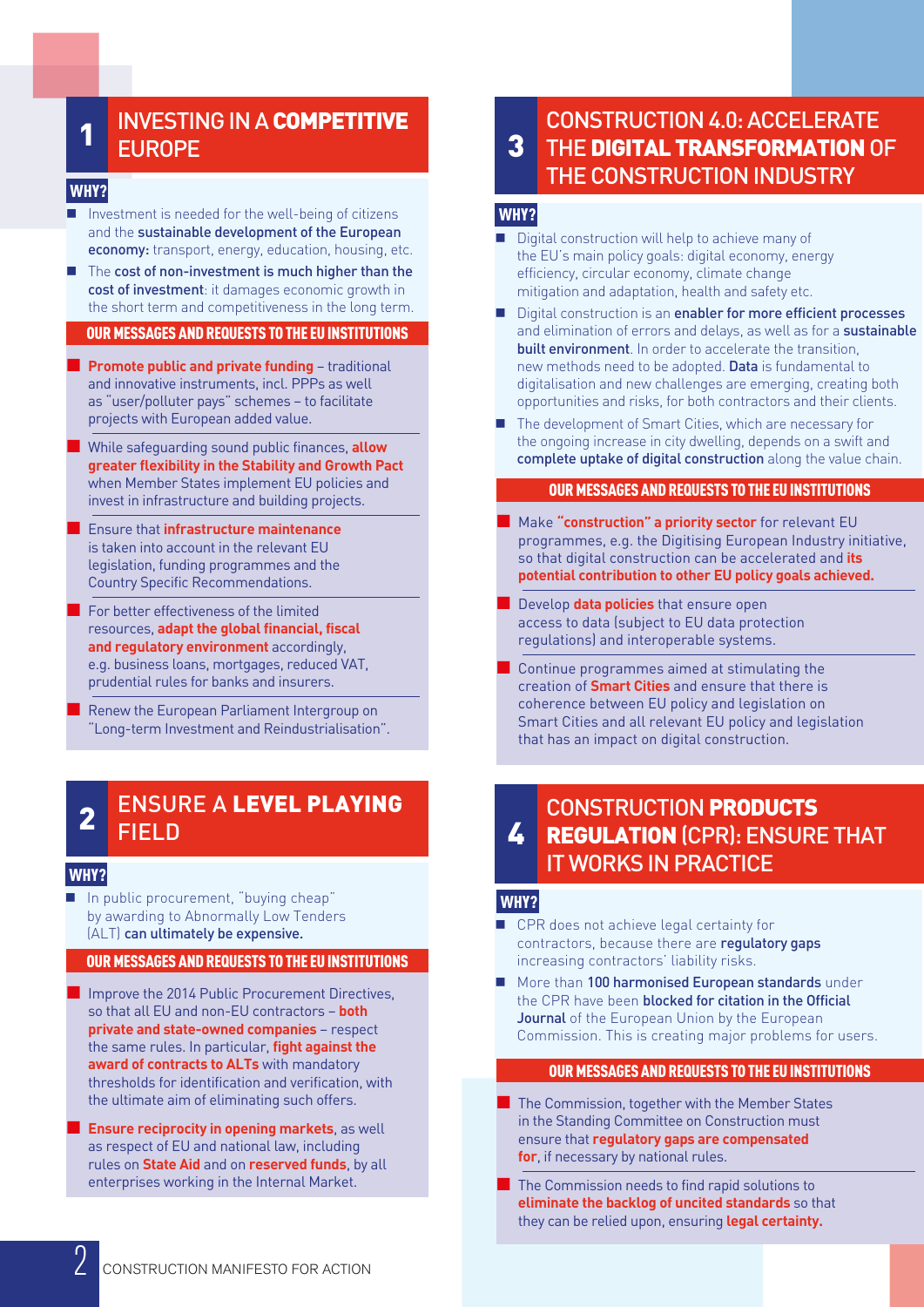## 1 INVESTING IN A **COMPETITIVE** EUROPE

**WHY?**

- Investment is needed for the well-being of citizens and the **sustainable development of the European economy:** transport, energy, education, housing, etc.
- The **cost of non-investment is much higher than the cost of investment**: it damages economic growth in the short term and competitiveness in the long term.

**OUR MESSAGES AND REQUESTS TO THE EU INSTITUTIONS**

- **Promote public and private funding** – traditional and innovative instruments, incl. PPPs as well as "user/polluter pays" schemes – to facilitate projects with European added value.
- While safeguarding sound public finances, **allow greater flexibility in the Stability and Growth Pact** when Member States implement EU policies and invest in infrastructure and building projects.
- Ensure that **infrastructure maintenance** is taken into account in the relevant EU legislation, funding programmes and the Country Specific Recommendations.
- For better effectiveness of the limited resources, **adapt the global financial, fiscal and regulatory environment** accordingly, e.g. business loans, mortgages, reduced VAT, prudential rules for banks and insurers.
- Renew the European Parliament Intergroup on "Long-term Investment and Reindustrialisation".

## 2 ENSURE A **LEVEL PLAYING** FIELD

**WHY?**

- In public procurement, "buying cheap" by awarding to Abnormally Low Tenders (ALT) **can ultimately be expensive.**

**OUR MESSAGES AND REQUESTS TO THE EU INSTITUTIONS**

- Improve the 2014 Public Procurement Directives, so that all EU and non-EU contractors – **both private and state-owned companies** – respect the same rules. In particular, **fight against the award of contracts to ALTs** with mandatory thresholds for identification and verification, with the ultimate aim of eliminating such offers.
- **Ensure reciprocity in opening markets**, as well as respect of EU and national law, including rules on **State Aid** and on **reserved funds**, by all enterprises working in the Internal Market.

## 3 CONSTRUCTION 4.0: ACCELERATE THE **DIGITAL TRANSFORMATION** OF THE CONSTRUCTION INDUSTRY

**WHY?**

- Digital construction will help to achieve many of the EU's main policy goals: digital economy, energy efficiency, circular economy, climate change mitigation and adaptation, health and safety etc.
- Digital construction is an **enabler for more efficient processes** and elimination of errors and delays, as well as for a **sustainable built environment**. In order to accelerate the transition, new methods need to be adopted. **Data** is fundamental to digitalisation and new challenges are emerging, creating both opportunities and risks, for both contractors and their clients.
- The development of Smart Cities, which are necessary for the ongoing increase in city dwelling, depends on a swift and **complete uptake of digital construction** along the value chain.

**OUR MESSAGES AND REQUESTS TO THE EU INSTITUTIONS**

- Make **"construction" a priority sector** for relevant EU programmes, e.g. the Digitising European Industry initiative, so that digital construction can be accelerated and **its potential contribution to other EU policy goals achieved.**
- Develop **data policies** that ensure open access to data (subject to EU data protection regulations) and interoperable systems.
- Continue programmes aimed at stimulating the creation of **Smart Cities** and ensure that there is coherence between EU policy and legislation on Smart Cities and all relevant EU policy and legislation that has an impact on digital construction.

## 4 CONSTRUCTION **PRODUCTS REGULATION** (CPR): ENSURE THAT IT WORKS IN PRACTICE

**WHY?**

- CPR does not achieve legal certainty for contractors, because there are **regulatory gaps** increasing contractors' liability risks.
- More than **100 harmonised European standards** under the CPR have been **blocked for citation in the Official Journal** of the European Union by the European Commission. This is creating major problems for users.

**OUR MESSAGES AND REQUESTS TO THE EU INSTITUTIONS**

- The Commission, together with the Member States in the Standing Committee on Construction must ensure that **regulatory gaps are compensated for**, if necessary by national rules.
- The Commission needs to find rapid solutions to **eliminate the backlog of uncited standards** so that they can be relied upon, ensuring **legal certainty.**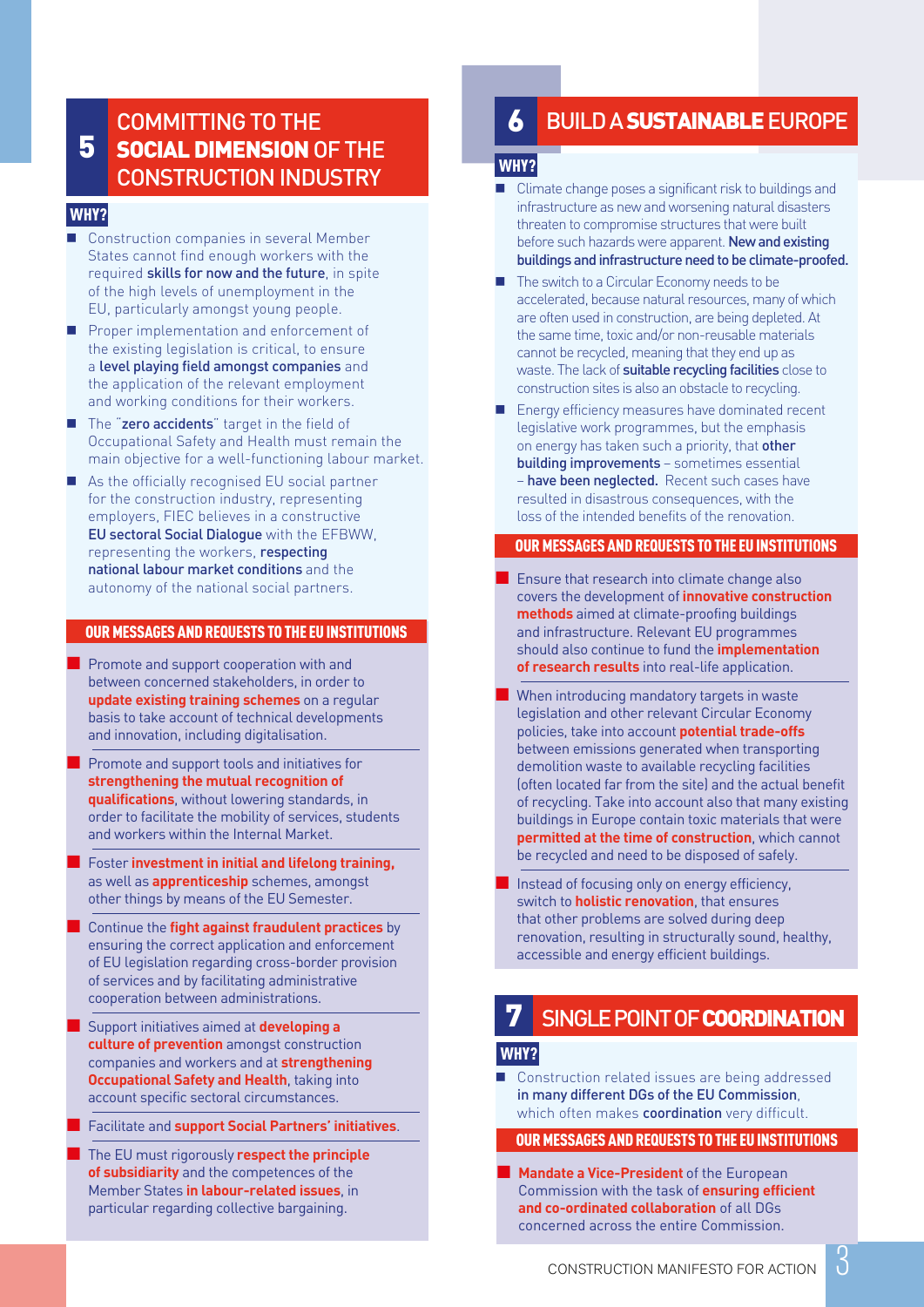## 5 COMMITTING TO THE **SOCIAL DIMENSION** OF THE CONSTRUCTION INDUSTRY

### WHY?

- Construction companies in several Member States cannot find enough workers with the required **skills for now and the future**, in spite of the high levels of unemployment in the EU, particularly amongst young people.
- Proper implementation and enforcement of the existing legislation is critical, to ensure a **level playing field amongst companies** and the application of the relevant employment and working conditions for their workers.
- The "**zero accidents**" target in the field of Occupational Safety and Health must remain the main objective for a well-functioning labour market.
- As the officially recognised EU social partner for the construction industry, representing employers, FIEC believes in a constructive **EU sectoral Social Dialogue** with the EFBWW, representing the workers, **respecting national labour market conditions** and the autonomy of the national social partners.

### OUR MESSAGES AND REQUESTS TO THE EU INSTITUTIONS

- Promote and support cooperation with and between concerned stakeholders, in order to **update existing training schemes** on a regular basis to take account of technical developments and innovation, including digitalisation.
- Promote and support tools and initiatives for **strengthening the mutual recognition of qualifications**, without lowering standards, in order to facilitate the mobility of services, students and workers within the Internal Market.
- Foster **investment in initial and lifelong training,** as well as **apprenticeship** schemes, amongst other things by means of the EU Semester.
- Continue the **fight against fraudulent practices** by ensuring the correct application and enforcement of EU legislation regarding cross-border provision of services and by facilitating administrative cooperation between administrations.
- Support initiatives aimed at **developing a culture of prevention** amongst construction companies and workers and at **strengthening Occupational Safety and Health**, taking into account specific sectoral circumstances.
- Facilitate and **support Social Partners' initiatives**.
- The EU must rigorously **respect the principle of subsidiarity** and the competences of the Member States **in labour-related issues**, in particular regarding collective bargaining.

## 6 BUILD A **SUSTAINABLE** EUROPE

### WHY?

- Climate change poses a significant risk to buildings and infrastructure as new and worsening natural disasters threaten to compromise structures that were built before such hazards were apparent. **New and existing buildings and infrastructure need to be climate-proofed.**
- The switch to a Circular Economy needs to be accelerated, because natural resources, many of which are often used in construction, are being depleted. At the same time, toxic and/or non-reusable materials cannot be recycled, meaning that they end up as waste. The lack of **suitable recycling facilities** close to construction sites is also an obstacle to recycling.
- Energy efficiency measures have dominated recent legislative work programmes, but the emphasis on energy has taken such a priority, that **other building improvements** – sometimes essential – **have been neglected.** Recent such cases have resulted in disastrous consequences, with the loss of the intended benefits of the renovation.

### OUR MESSAGES AND REQUESTS TO THE EU INSTITUTIONS

- Ensure that research into climate change also covers the development of **innovative construction methods** aimed at climate-proofing buildings and infrastructure. Relevant EU programmes should also continue to fund the **implementation of research results** into real-life application.
- When introducing mandatory targets in waste legislation and other relevant Circular Economy policies, take into account **potential trade-offs** between emissions generated when transporting demolition waste to available recycling facilities (often located far from the site) and the actual benefit of recycling. Take into account also that many existing buildings in Europe contain toxic materials that were **permitted at the time of construction**, which cannot be recycled and need to be disposed of safely.
- Instead of focusing only on energy efficiency, switch to **holistic renovation**, that ensures that other problems are solved during deep renovation, resulting in structurally sound, healthy, accessible and energy efficient buildings.

## 7 SINGLE POINT OF **COORDINATION**

### WHY?

- Construction related issues are being addressed **in many different DGs of the EU Commission**, which often makes **coordination** very difficult.

### OUR MESSAGES AND REQUESTS TO THE EU INSTITUTIONS

- **Mandate a Vice-President** of the European Commission with the task of **ensuring efficient and co-ordinated collaboration** of all DGs concerned across the entire Commission.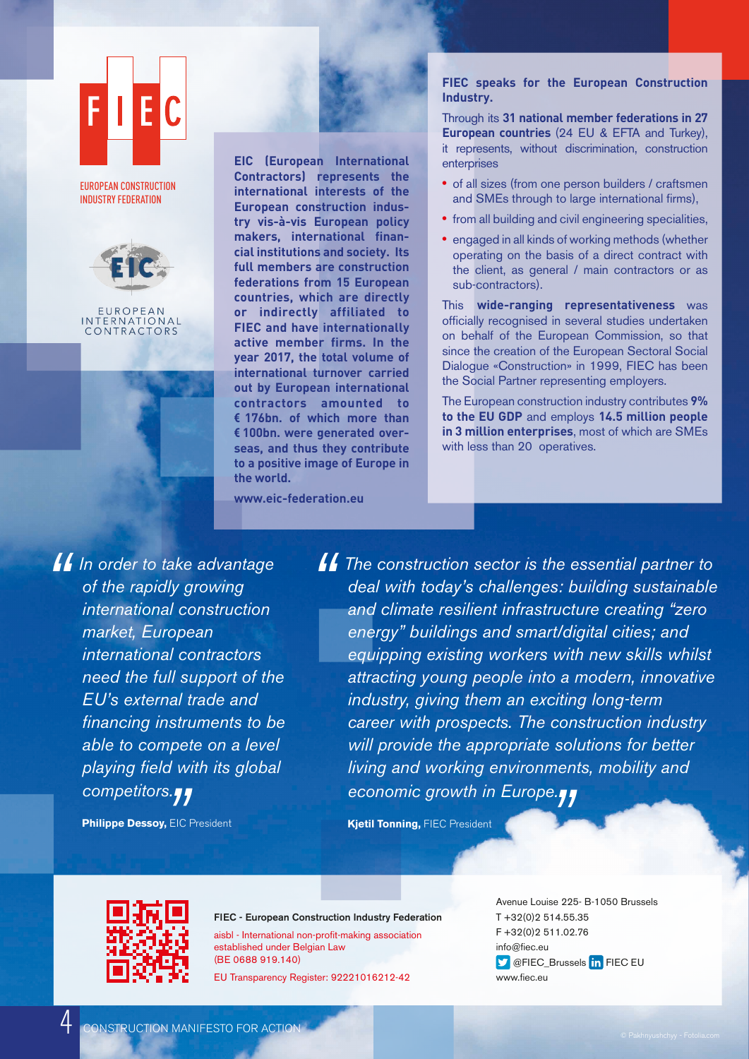FIEC

EUROPEAN CONSTRUCTION INDUSTRY FEDERATION

EIC

EUROPEAN INTERNATIONAL CONTRACTORS

**EIC (European International Contractors) represents the international interests of the European construction industry vis-à-vis European policy makers, international financial institutions and society. Its full members are construction federations from 15 European countries, which are directly or indirectly affiliated to FIEC and have internationally active member firms. In the year 2017, the total volume of international turnover carried out by European international contractors amounted to € 176bn. of which more than € 100bn. were generated overseas, and thus they contribute to a positive image of Europe in the world.**

**www.eic-federation.eu**

**FIEC speaks for the European Construction Industry.**

Through its **31 national member federations in 27 European countries** (24 EU & EFTA and Turkey), it represents, without discrimination, construction enterprises

- of all sizes (from one person builders / craftsmen and SMEs through to large international firms),
- from all building and civil engineering specialities,
- engaged in all kinds of working methods (whether operating on the basis of a direct contract with the client, as general / main contractors or as sub-contractors).

This **wide-ranging representativeness** was officially recognised in several studies undertaken on behalf of the European Commission, so that since the creation of the European Sectoral Social Dialogue «Construction» in 1999, FIEC has been the Social Partner representing employers.

The European construction industry contributes **9% to the EU GDP** and employs **14.5 million people in 3 million enterprises**, most of which are SMEs with less than 20 operatives.

> *"In order to take advantage of the rapidly growing international construction market, European international contractors need the full support of the EU's external trade and financing instruments to be able to compete on a level playing field with its global competitors."*

**Philippe Dessoy,** EIC President

> *"The construction sector is the essential partner to deal with today's challenges: building sustainable and climate resilient infrastructure creating "zero energy" buildings and smart/digital cities; and equipping existing workers with new skills whilst attracting young people into a modern, innovative industry, giving them an exciting long-term career with prospects. The construction industry will provide the appropriate solutions for better living and working environments, mobility and economic growth in Europe."*

**Kjetil Tonning,** FIEC President

**FIEC - European Construction Industry Federation**

aisbl - International non-profit-making association established under Belgian Law
(BE 0688 919.140)

EU Transparency Register: 92221016212-42

Avenue Louise 225- B-1050 Brussels
T +32(0)2 514.55.35
F +32(0)2 511.02.76
info@fiec.eu
@FIEC_Brussels FIEC EU
www.fiec.eu

© Pakhnyushchyy - Fotolia.com